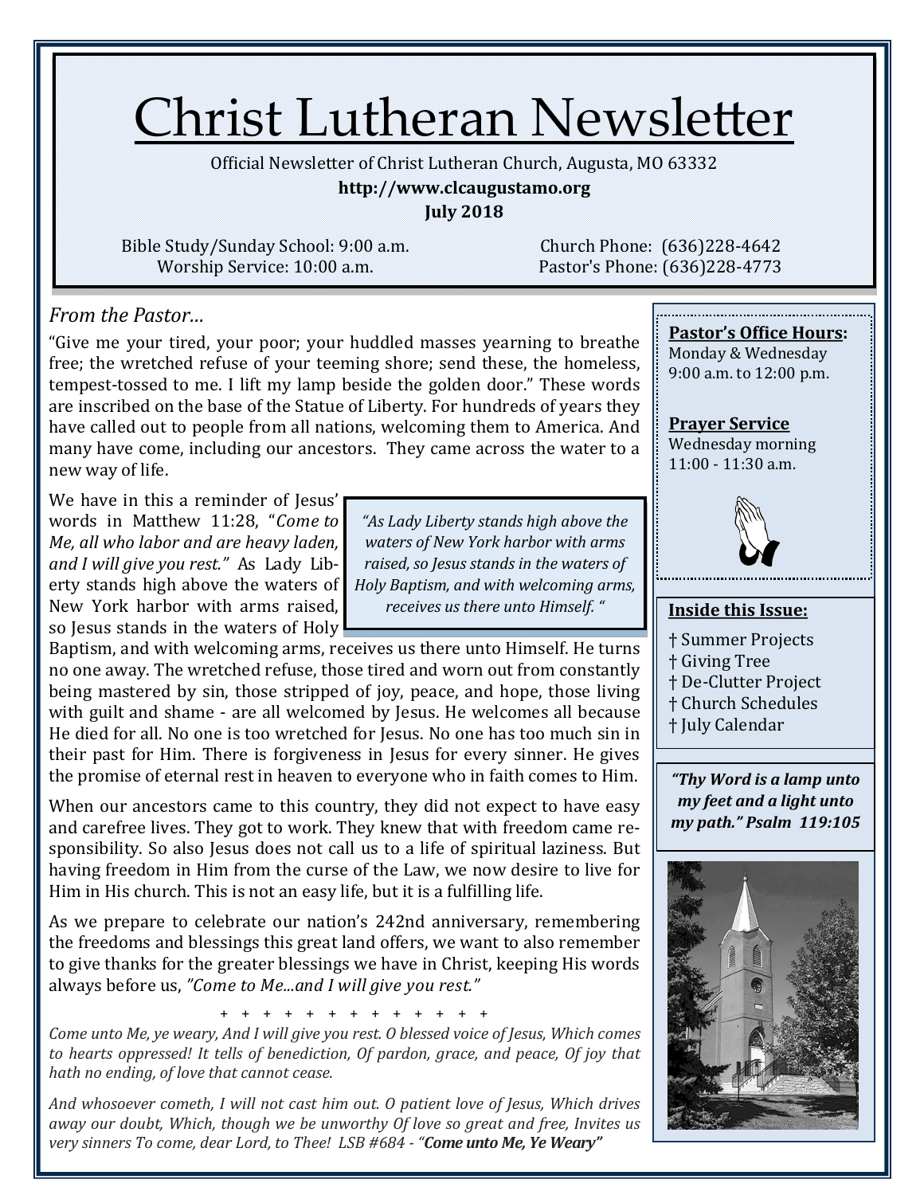# Christ Lutheran Newsletter

Official Newsletter of Christ Lutheran Church, Augusta, MO 63332

**http://www.clcaugustamo.org**

**July 2018**

Bible Study/Sunday School: 9:00 a.m.
Worship Service: 10:00 a.m.

Church Phone: (636)228-4642
Pastor's Phone: (636)228-4773

## *From the Pastor…*

"Give me your tired, your poor; your huddled masses yearning to breathe free; the wretched refuse of your teeming shore; send these, the homeless, tempest-tossed to me. I lift my lamp beside the golden door." These words are inscribed on the base of the Statue of Liberty. For hundreds of years they have called out to people from all nations, welcoming them to America. And many have come, including our ancestors. They came across the water to a new way of life.

We have in this a reminder of Jesus' words in Matthew 11:28, "*Come to Me, all who labor and are heavy laden, and I will give you rest."* As Lady Liberty stands high above the waters of New York harbor with arms raised, so Jesus stands in the waters of Holy Baptism, and with welcoming arms, receives us there unto Himself. He turns no one away. The wretched refuse, those tired and worn out from constantly being mastered by sin, those stripped of joy, peace, and hope, those living with guilt and shame - are all welcomed by Jesus. He welcomes all because He died for all. No one is too wretched for Jesus. No one has too much sin in their past for Him. There is forgiveness in Jesus for every sinner. He gives the promise of eternal rest in heaven to everyone who in faith comes to Him.

> *"As Lady Liberty stands high above the waters of New York harbor with arms raised, so Jesus stands in the waters of Holy Baptism, and with welcoming arms, receives us there unto Himself. "*

When our ancestors came to this country, they did not expect to have easy and carefree lives. They got to work. They knew that with freedom came responsibility. So also Jesus does not call us to a life of spiritual laziness. But having freedom in Him from the curse of the Law, we now desire to live for Him in His church. This is not an easy life, but it is a fulfilling life.

As we prepare to celebrate our nation's 242nd anniversary, remembering the freedoms and blessings this great land offers, we want to also remember to give thanks for the greater blessings we have in Christ, keeping His words always before us, *"Come to Me...and I will give you rest."*

\+ + + + + + + + + + + + + +

*Come unto Me, ye weary, And I will give you rest. O blessed voice of Jesus, Which comes to hearts oppressed! It tells of benediction, Of pardon, grace, and peace, Of joy that hath no ending, of love that cannot cease.*

*And whosoever cometh, I will not cast him out. O patient love of Jesus, Which drives away our doubt, Which, though we be unworthy Of love so great and free, Invites us very sinners To come, dear Lord, to Thee! LSB #684 - "**Come unto Me, Ye Weary"***

**Pastor's Office Hours:**
Monday & Wednesday
9:00 a.m. to 12:00 p.m.

**Prayer Service**
Wednesday morning
11:00 - 11:30 a.m.

**Inside this Issue:**

† Summer Projects
† Giving Tree
† De-Clutter Project
† Church Schedules
† July Calendar

***"Thy Word is a lamp unto my feet and a light unto my path." Psalm 119:105***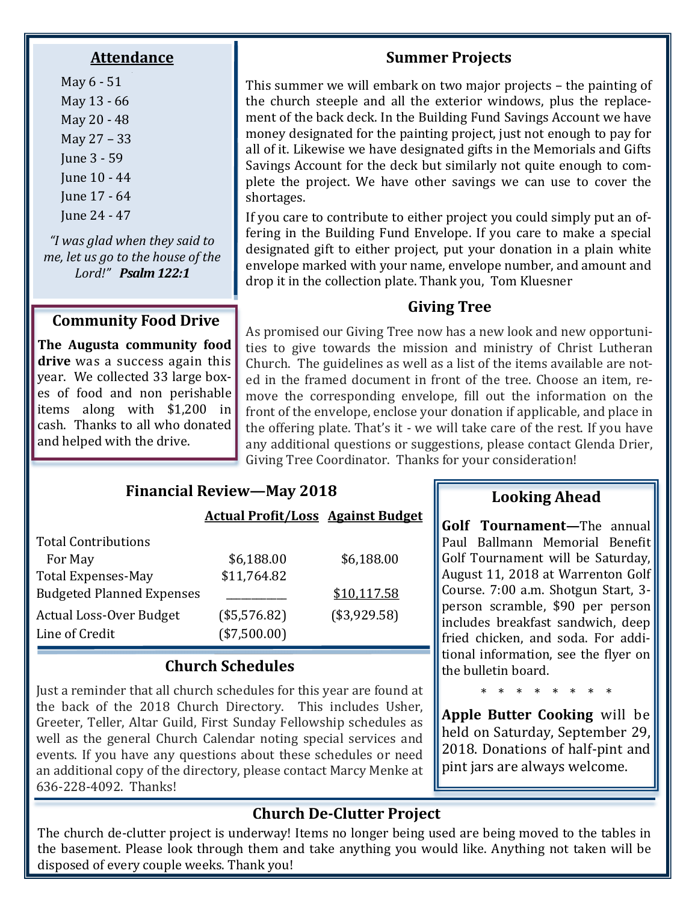## Attendance

May 6 - 51
May 13 - 66
May 20 - 48
May 27 – 33
June 3 - 59
June 10 - 44
June 17 - 64
June 24 - 47

*"I was glad when they said to me, let us go to the house of the Lord!"* ***Psalm 122:1***

## Community Food Drive

**The Augusta community food drive** was a success again this year. We collected 33 large boxes of food and non perishable items along with $1,200 in cash. Thanks to all who donated and helped with the drive.

## Summer Projects

This summer we will embark on two major projects – the painting of the church steeple and all the exterior windows, plus the replacement of the back deck. In the Building Fund Savings Account we have money designated for the painting project, just not enough to pay for all of it. Likewise we have designated gifts in the Memorials and Gifts Savings Account for the deck but similarly not quite enough to complete the project. We have other savings we can use to cover the shortages.

If you care to contribute to either project you could simply put an offering in the Building Fund Envelope. If you care to make a special designated gift to either project, put your donation in a plain white envelope marked with your name, envelope number, and amount and drop it in the collection plate. Thank you, Tom Kluesner

## Giving Tree

As promised our Giving Tree now has a new look and new opportunities to give towards the mission and ministry of Christ Lutheran Church. The guidelines as well as a list of the items available are noted in the framed document in front of the tree. Choose an item, remove the corresponding envelope, fill out the information on the front of the envelope, enclose your donation if applicable, and place in the offering plate. That's it - we will take care of the rest. If you have any additional questions or suggestions, please contact Glenda Drier, Giving Tree Coordinator. Thanks for your consideration!

## Financial Review—May 2018

| | Actual Profit/Loss | Against Budget |
|---|---|---|
| Total Contributions For May | $6,188.00 | $6,188.00 |
| Total Expenses-May | $11,764.82 | |
| Budgeted Planned Expenses | ___________ | $10,117.58 |
| Actual Loss-Over Budget | ($5,576.82) | ($3,929.58) |
| Line of Credit | ($7,500.00) | |

## Church Schedules

Just a reminder that all church schedules for this year are found at the back of the 2018 Church Directory. This includes Usher, Greeter, Teller, Altar Guild, First Sunday Fellowship schedules as well as the general Church Calendar noting special services and events. If you have any questions about these schedules or need an additional copy of the directory, please contact Marcy Menke at 636-228-4092. Thanks!

## Looking Ahead

**Golf Tournament—**The annual Paul Ballmann Memorial Benefit Golf Tournament will be Saturday, August 11, 2018 at Warrenton Golf Course. 7:00 a.m. Shotgun Start, 3-person scramble, $90 per person includes breakfast sandwich, deep fried chicken, and soda. For additional information, see the flyer on the bulletin board.

\* \* \* \* \* \* \* \*

**Apple Butter Cooking** will be held on Saturday, September 29, 2018. Donations of half-pint and pint jars are always welcome.

## Church De-Clutter Project

The church de-clutter project is underway! Items no longer being used are being moved to the tables in the basement. Please look through them and take anything you would like. Anything not taken will be disposed of every couple weeks. Thank you!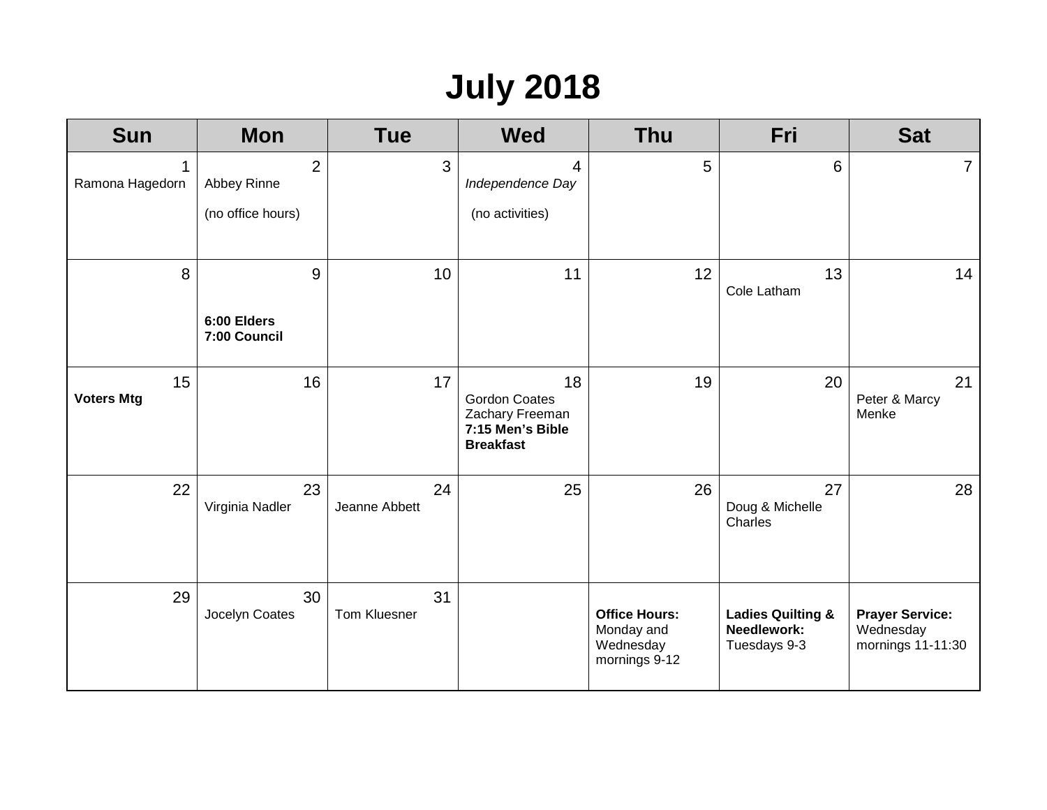# July 2018

| Sun | Mon | Tue | Wed | Thu | Fri | Sat |
|---|---|---|---|---|---|---|
| 1<br>Ramona Hagedorn | 2<br>Abbey Rinne<br><br>(no office hours) | 3 | 4<br>*Independence Day*<br><br>(no activities) | 5 | 6 | 7 |
| 8 | 9<br><br>**6:00 Elders**<br>**7:00 Council** | 10 | 11 | 12 | 13<br>Cole Latham | 14 |
| 15<br>**Voters Mtg** | 16 | 17 | 18<br>Gordon Coates<br>Zachary Freeman<br>**7:15 Men's Bible Breakfast** | 19 | 20 | 21<br>Peter & Marcy Menke |
| 22 | 23<br>Virginia Nadler | 24<br>Jeanne Abbett | 25 | 26 | 27<br>Doug & Michelle Charles | 28 |
| 29 | 30<br>Jocelyn Coates | 31<br>Tom Kluesner | | **Office Hours:** Monday and Wednesday mornings 9-12 | **Ladies Quilting & Needlework:** Tuesdays 9-3 | **Prayer Service:** Wednesday mornings 11-11:30 |